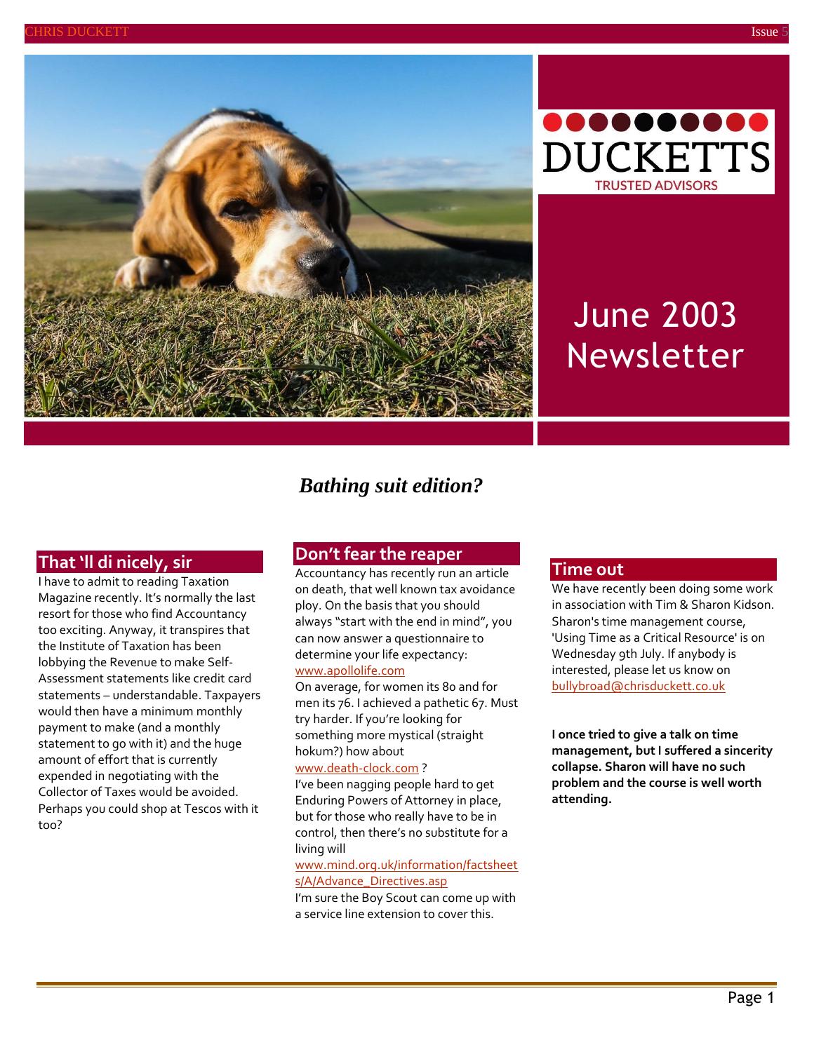DUCKETTS

TRUSTED ADVISORS

# June 2003 Newsletter

*Bathing suit edition?*

## That 'll di nicely, sir

I have to admit to reading Taxation Magazine recently. It's normally the last resort for those who find Accountancy too exciting. Anyway, it transpires that the Institute of Taxation has been lobbying the Revenue to make Self-Assessment statements like credit card statements – understandable. Taxpayers would then have a minimum monthly payment to make (and a monthly statement to go with it) and the huge amount of effort that is currently expended in negotiating with the Collector of Taxes would be avoided. Perhaps you could shop at Tescos with it too?

## Don't fear the reaper

Accountancy has recently run an article on death, that well known tax avoidance ploy. On the basis that you should always "start with the end in mind", you can now answer a questionnaire to determine your life expectancy: www.apollolife.com

On average, for women its 80 and for men its 76. I achieved a pathetic 67. Must try harder. If you're looking for something more mystical (straight hokum?) how about www.death-clock.com ?

I've been nagging people hard to get Enduring Powers of Attorney in place, but for those who really have to be in control, then there's no substitute for a living will www.mind.org.uk/information/factsheets/A/Advance_Directives.asp

I'm sure the Boy Scout can come up with a service line extension to cover this.

## Time out

We have recently been doing some work in association with Tim & Sharon Kidson. Sharon's time management course, 'Using Time as a Critical Resource' is on Wednesday 9th July. If anybody is interested, please let us know on bullybroad@chrisduckett.co.uk

**I once tried to give a talk on time management, but I suffered a sincerity collapse. Sharon will have no such problem and the course is well worth attending.**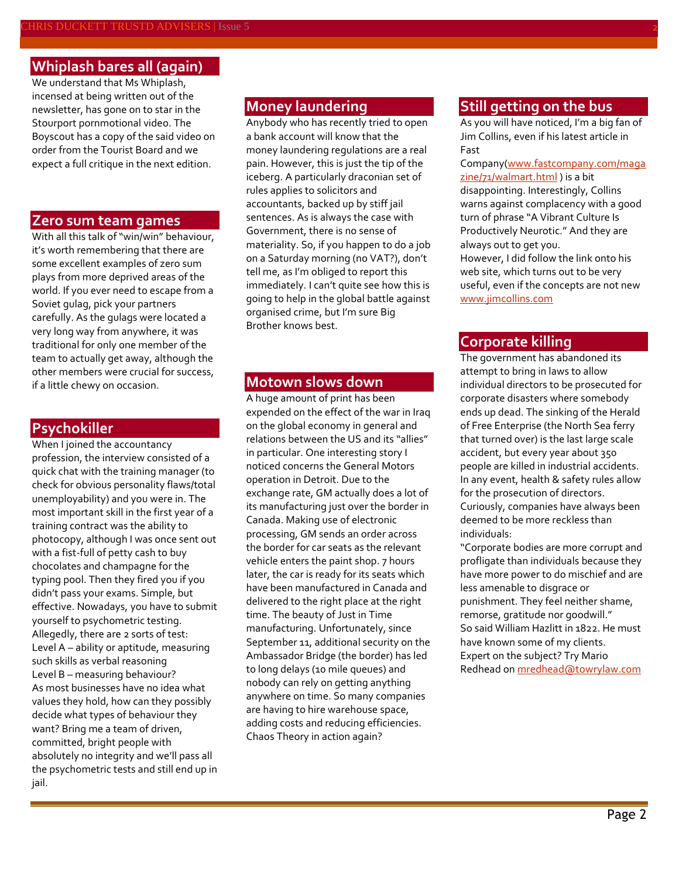## Whiplash bares all (again)

We understand that Ms Whiplash, incensed at being written out of the newsletter, has gone on to star in the Stourport pornmotional video. The Boyscout has a copy of the said video on order from the Tourist Board and we expect a full critique in the next edition.

## Zero sum team games

With all this talk of "win/win" behaviour, it's worth remembering that there are some excellent examples of zero sum plays from more deprived areas of the world. If you ever need to escape from a Soviet gulag, pick your partners carefully. As the gulags were located a very long way from anywhere, it was traditional for only one member of the team to actually get away, although the other members were crucial for success, if a little chewy on occasion.

## Psychokiller

When I joined the accountancy profession, the interview consisted of a quick chat with the training manager (to check for obvious personality flaws/total unemployability) and you were in. The most important skill in the first year of a training contract was the ability to photocopy, although I was once sent out with a fist-full of petty cash to buy chocolates and champagne for the typing pool. Then they fired you if you didn't pass your exams. Simple, but effective. Nowadays, you have to submit yourself to psychometric testing. Allegedly, there are 2 sorts of test:
Level A – ability or aptitude, measuring such skills as verbal reasoning
Level B – measuring behaviour?
As most businesses have no idea what values they hold, how can they possibly decide what types of behaviour they want? Bring me a team of driven, committed, bright people with absolutely no integrity and we'll pass all the psychometric tests and still end up in jail.

## Money laundering

Anybody who has recently tried to open a bank account will know that the money laundering regulations are a real pain. However, this is just the tip of the iceberg. A particularly draconian set of rules applies to solicitors and accountants, backed up by stiff jail sentences. As is always the case with Government, there is no sense of materiality. So, if you happen to do a job on a Saturday morning (no VAT?), don't tell me, as I'm obliged to report this immediately. I can't quite see how this is going to help in the global battle against organised crime, but I'm sure Big Brother knows best.

## Motown slows down

A huge amount of print has been expended on the effect of the war in Iraq on the global economy in general and relations between the US and its "allies" in particular. One interesting story I noticed concerns the General Motors operation in Detroit. Due to the exchange rate, GM actually does a lot of its manufacturing just over the border in Canada. Making use of electronic processing, GM sends an order across the border for car seats as the relevant vehicle enters the paint shop. 7 hours later, the car is ready for its seats which have been manufactured in Canada and delivered to the right place at the right time. The beauty of Just in Time manufacturing. Unfortunately, since September 11, additional security on the Ambassador Bridge (the border) has led to long delays (10 mile queues) and nobody can rely on getting anything anywhere on time. So many companies are having to hire warehouse space, adding costs and reducing efficiencies. Chaos Theory in action again?

## Still getting on the bus

As you will have noticed, I'm a big fan of Jim Collins, even if his latest article in Fast Company(www.fastcompany.com/magazine/71/walmart.html ) is a bit disappointing. Interestingly, Collins warns against complacency with a good turn of phrase "A Vibrant Culture Is Productively Neurotic." And they are always out to get you.
However, I did follow the link onto his web site, which turns out to be very useful, even if the concepts are not new www.jimcollins.com

## Corporate killing

The government has abandoned its attempt to bring in laws to allow individual directors to be prosecuted for corporate disasters where somebody ends up dead. The sinking of the Herald of Free Enterprise (the North Sea ferry that turned over) is the last large scale accident, but every year about 350 people are killed in industrial accidents. In any event, health & safety rules allow for the prosecution of directors.
Curiously, companies have always been deemed to be more reckless than individuals:
"Corporate bodies are more corrupt and profligate than individuals because they have more power to do mischief and are less amenable to disgrace or punishment. They feel neither shame, remorse, gratitude nor goodwill."
So said William Hazlitt in 1822. He must have known some of my clients.
Expert on the subject? Try Mario Redhead on mredhead@towrylaw.com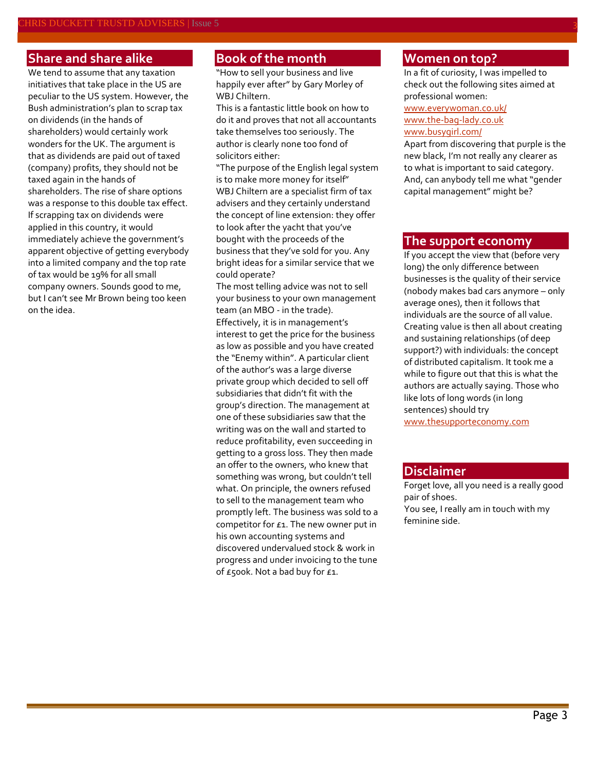## Share and share alike

We tend to assume that any taxation initiatives that take place in the US are peculiar to the US system. However, the Bush administration's plan to scrap tax on dividends (in the hands of shareholders) would certainly work wonders for the UK. The argument is that as dividends are paid out of taxed (company) profits, they should not be taxed again in the hands of shareholders. The rise of share options was a response to this double tax effect. If scrapping tax on dividends were applied in this country, it would immediately achieve the government's apparent objective of getting everybody into a limited company and the top rate of tax would be 19% for all small company owners. Sounds good to me, but I can't see Mr Brown being too keen on the idea.

## Book of the month

"How to sell your business and live happily ever after" by Gary Morley of WBJ Chiltern.

This is a fantastic little book on how to do it and proves that not all accountants take themselves too seriously. The author is clearly none too fond of solicitors either:

"The purpose of the English legal system is to make more money for itself"

WBJ Chiltern are a specialist firm of tax advisers and they certainly understand the concept of line extension: they offer to look after the yacht that you've bought with the proceeds of the business that they've sold for you. Any bright ideas for a similar service that we could operate?

The most telling advice was not to sell your business to your own management team (an MBO - in the trade). Effectively, it is in management's interest to get the price for the business as low as possible and you have created the "Enemy within". A particular client of the author's was a large diverse private group which decided to sell off subsidiaries that didn't fit with the group's direction. The management at one of these subsidiaries saw that the writing was on the wall and started to reduce profitability, even succeeding in getting to a gross loss. They then made an offer to the owners, who knew that something was wrong, but couldn't tell what. On principle, the owners refused to sell to the management team who promptly left. The business was sold to a competitor for £1. The new owner put in his own accounting systems and discovered undervalued stock & work in progress and under invoicing to the tune of £500k. Not a bad buy for £1.

## Women on top?

In a fit of curiosity, I was impelled to check out the following sites aimed at professional women:

www.everywoman.co.uk/
www.the-bag-lady.co.uk
www.busygirl.com/

Apart from discovering that purple is the new black, I'm not really any clearer as to what is important to said category. And, can anybody tell me what "gender capital management" might be?

## The support economy

If you accept the view that (before very long) the only difference between businesses is the quality of their service (nobody makes bad cars anymore – only average ones), then it follows that individuals are the source of all value. Creating value is then all about creating and sustaining relationships (of deep support?) with individuals: the concept of distributed capitalism. It took me a while to figure out that this is what the authors are actually saying. Those who like lots of long words (in long sentences) should try www.thesupporteconomy.com

## Disclaimer

Forget love, all you need is a really good pair of shoes.

You see, I really am in touch with my feminine side.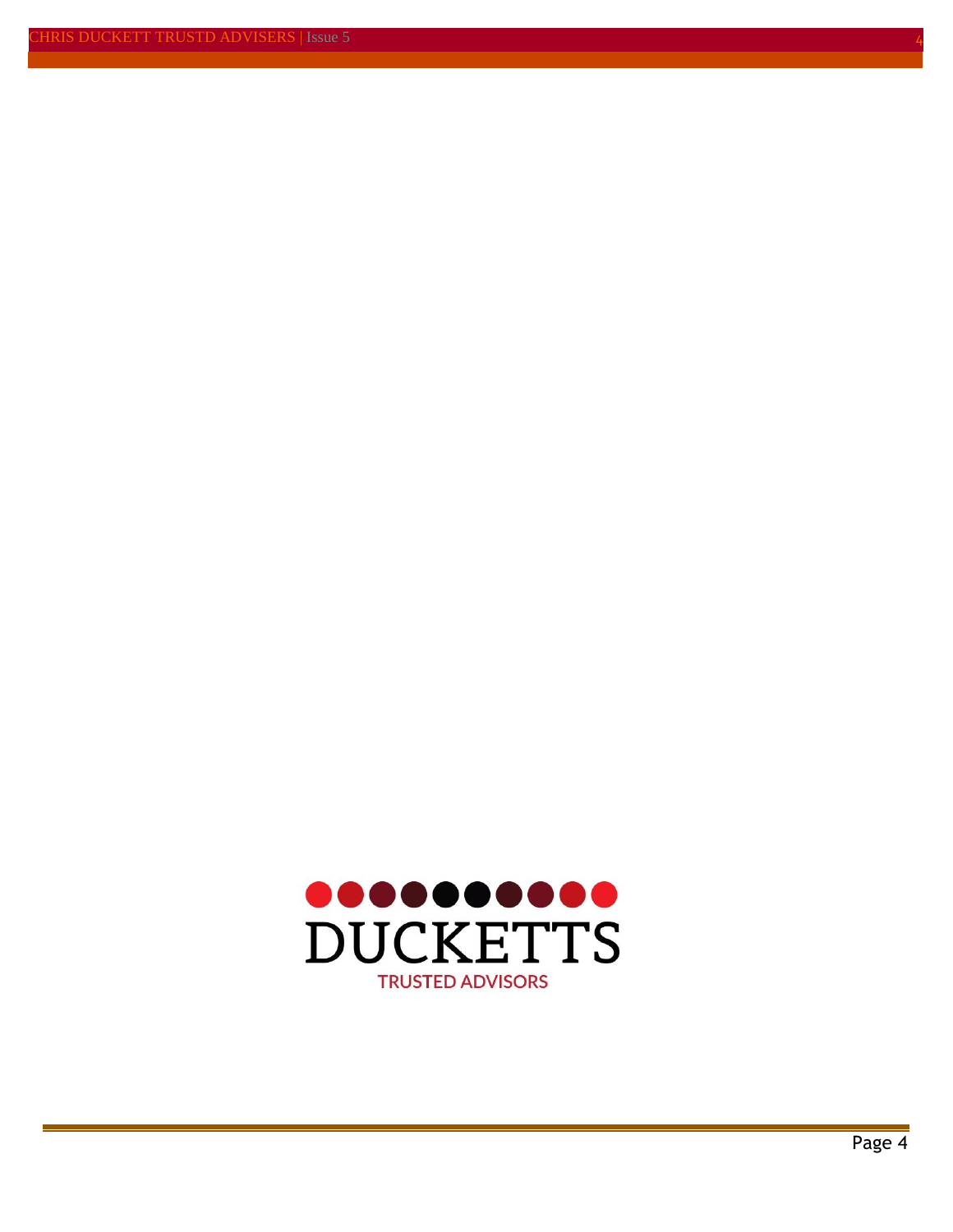DUCKETTS

TRUSTED ADVISORS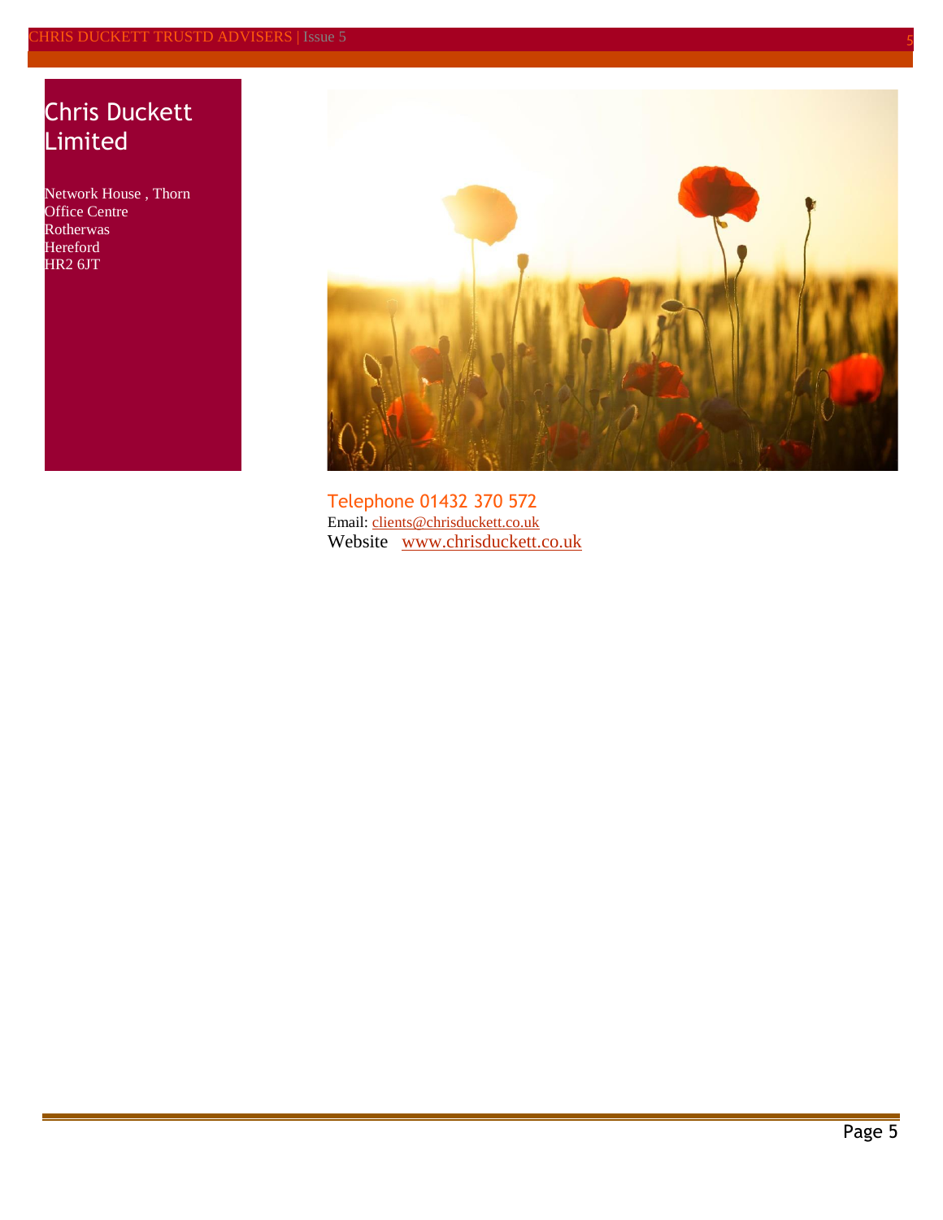# Chris Duckett Limited

Network House , Thorn Office Centre
Rotherwas
Hereford
HR2 6JT

Telephone 01432 370 572
Email: clients@chrisduckett.co.uk
Website www.chrisduckett.co.uk